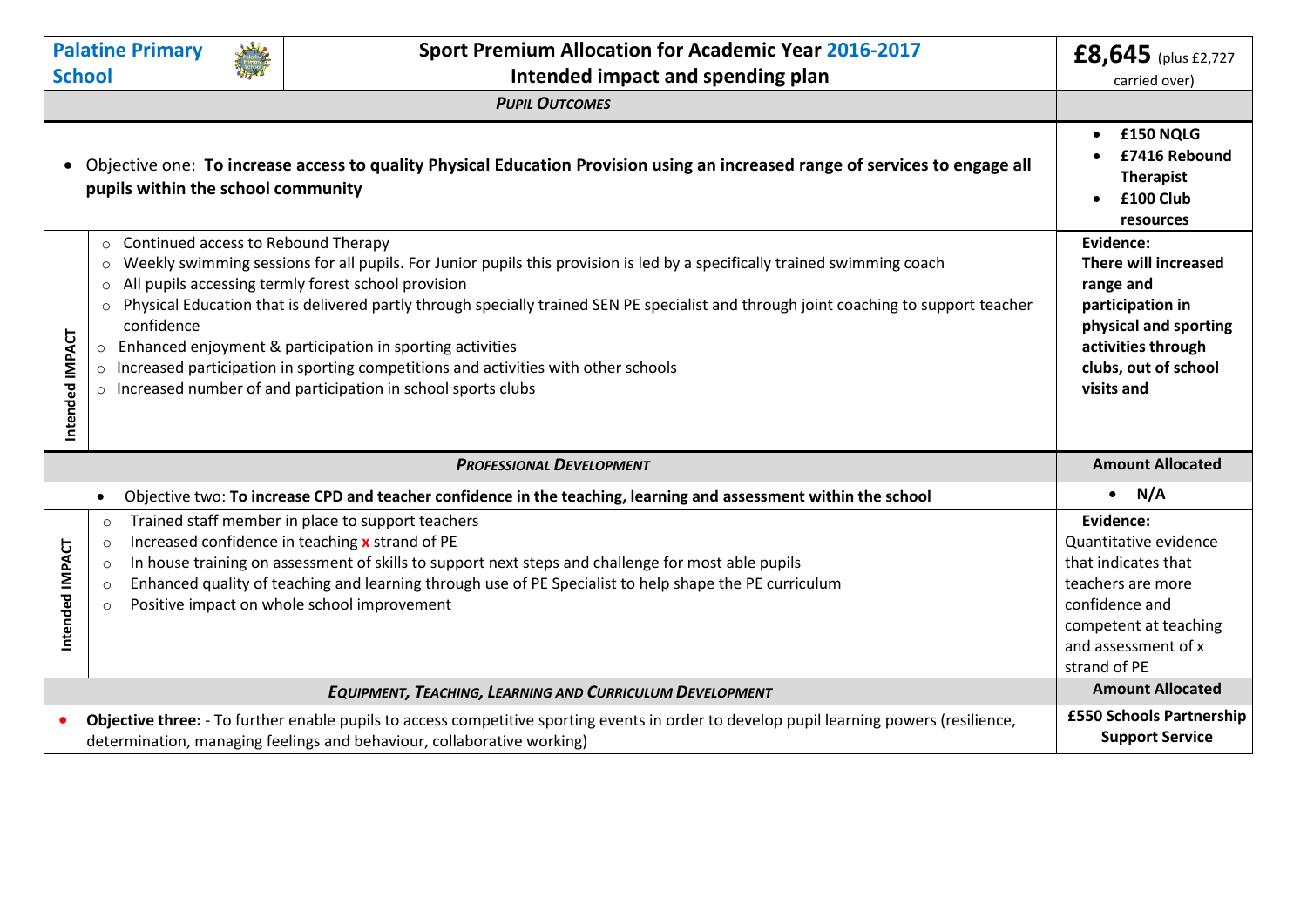| Palatine Primary School | Sport Premium Allocation for Academic Year 2016-2017<br>Intended impact and spending plan | **£8,645** (plus £2,727 carried over) |
|---|---|---|
| | ***Pupil Outcomes*** | |
| | • Objective one: **To increase access to quality Physical Education Provision using an increased range of services to engage all pupils within the school community** | • **£150 NQLG**<br>• **£7416 Rebound Therapist**<br>• **£100 Club resources** |
| **Intended IMPACT** | ○ Continued access to Rebound Therapy<br>○ Weekly swimming sessions for all pupils. For Junior pupils this provision is led by a specifically trained swimming coach<br>○ All pupils accessing termly forest school provision<br>○ Physical Education that is delivered partly through specially trained SEN PE specialist and through joint coaching to support teacher confidence<br>○ Enhanced enjoyment & participation in sporting activities<br>○ Increased participation in sporting competitions and activities with other schools<br>○ Increased number of and participation in school sports clubs | **Evidence:**<br>**There will increased range and participation in physical and sporting activities through clubs, out of school visits and** |
| | ***Professional Development*** | **Amount Allocated** |
| | • Objective two: **To increase CPD and teacher confidence in the teaching, learning and assessment within the school** | • **N/A** |
| **Intended IMPACT** | ○ Trained staff member in place to support teachers<br>○ Increased confidence in teaching **x** strand of PE<br>○ In house training on assessment of skills to support next steps and challenge for most able pupils<br>○ Enhanced quality of teaching and learning through use of PE Specialist to help shape the PE curriculum<br>○ Positive impact on whole school improvement | **Evidence:**<br>Quantitative evidence that indicates that teachers are more confidence and competent at teaching and assessment of x strand of PE |
| | ***Equipment, Teaching, Learning and Curriculum Development*** | **Amount Allocated** |
| | • **Objective three:** - To further enable pupils to access competitive sporting events in order to develop pupil learning powers (resilience, determination, managing feelings and behaviour, collaborative working) | **£550 Schools Partnership Support Service** |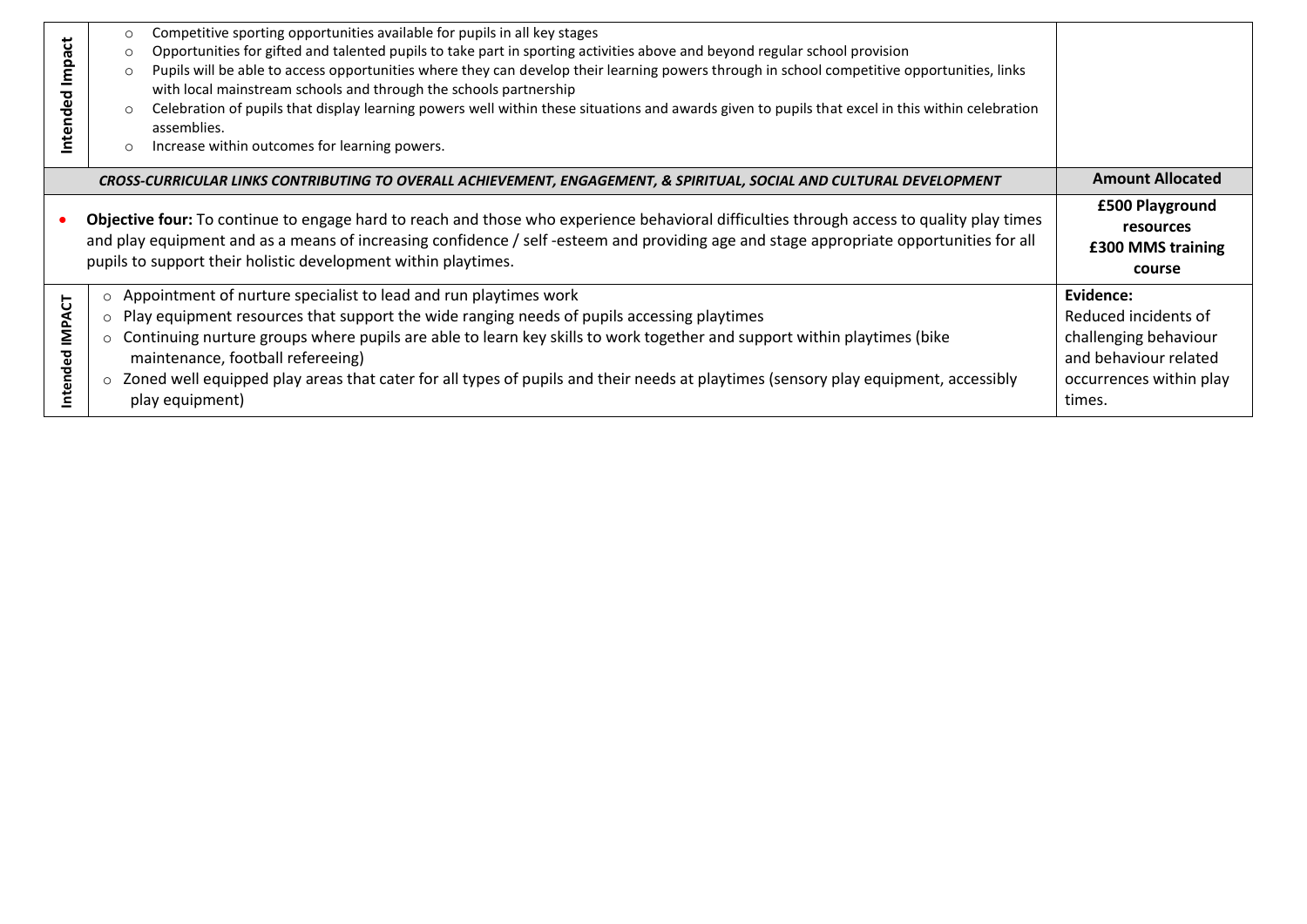| | | |
|---|---|---|
| **Intended Impact** | ○ Competitive sporting opportunities available for pupils in all key stages<br>○ Opportunities for gifted and talented pupils to take part in sporting activities above and beyond regular school provision<br>○ Pupils will be able to access opportunities where they can develop their learning powers through in school competitive opportunities, links with local mainstream schools and through the schools partnership<br>○ Celebration of pupils that display learning powers well within these situations and awards given to pupils that excel in this within celebration assemblies.<br>○ Increase within outcomes for learning powers. | |
| ***CROSS-CURRICULAR LINKS CONTRIBUTING TO OVERALL ACHIEVEMENT, ENGAGEMENT, & SPIRITUAL, SOCIAL AND CULTURAL DEVELOPMENT*** | | **Amount Allocated** |
| • **Objective four:** To continue to engage hard to reach and those who experience behavioral difficulties through access to quality play times and play equipment and as a means of increasing confidence / self -esteem and providing age and stage appropriate opportunities for all pupils to support their holistic development within playtimes. | | **£500 Playground resources**<br>**£300 MMS training course** |
| **Intended IMPACT** | ○ Appointment of nurture specialist to lead and run playtimes work<br>○ Play equipment resources that support the wide ranging needs of pupils accessing playtimes<br>○ Continuing nurture groups where pupils are able to learn key skills to work together and support within playtimes (bike maintenance, football refereeing)<br>○ Zoned well equipped play areas that cater for all types of pupils and their needs at playtimes (sensory play equipment, accessibly play equipment) | **Evidence:**<br>Reduced incidents of challenging behaviour and behaviour related occurrences within play times. |